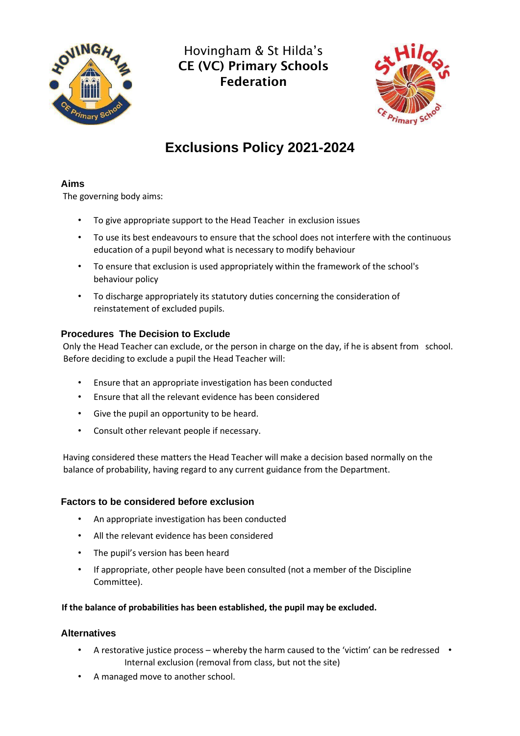Hovingham & St Hilda's
**CE (VC) Primary Schools Federation**

# Exclusions Policy 2021-2024

## Aims

The governing body aims:

- To give appropriate support to the Head Teacher in exclusion issues
- To use its best endeavours to ensure that the school does not interfere with the continuous education of a pupil beyond what is necessary to modify behaviour
- To ensure that exclusion is used appropriately within the framework of the school's behaviour policy
- To discharge appropriately its statutory duties concerning the consideration of reinstatement of excluded pupils.

## Procedures The Decision to Exclude

Only the Head Teacher can exclude, or the person in charge on the day, if he is absent from school. Before deciding to exclude a pupil the Head Teacher will:

- Ensure that an appropriate investigation has been conducted
- Ensure that all the relevant evidence has been considered
- Give the pupil an opportunity to be heard.
- Consult other relevant people if necessary.

Having considered these matters the Head Teacher will make a decision based normally on the balance of probability, having regard to any current guidance from the Department.

## Factors to be considered before exclusion

- An appropriate investigation has been conducted
- All the relevant evidence has been considered
- The pupil's version has been heard
- If appropriate, other people have been consulted (not a member of the Discipline Committee).

**If the balance of probabilities has been established, the pupil may be excluded.**

## Alternatives

- A restorative justice process – whereby the harm caused to the 'victim' can be redressed
- Internal exclusion (removal from class, but not the site)
- A managed move to another school.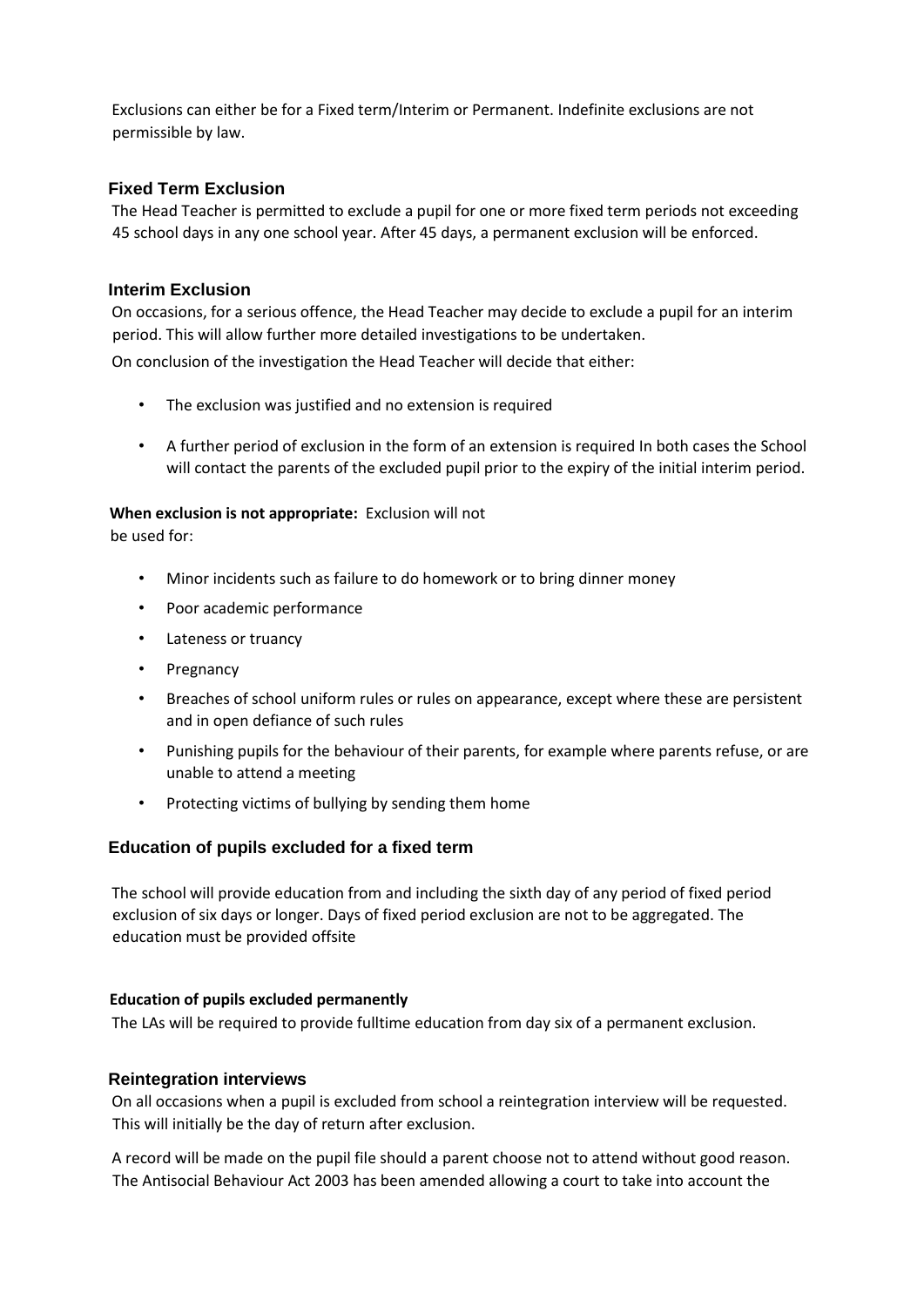Exclusions can either be for a Fixed term/Interim or Permanent. Indefinite exclusions are not permissible by law.

### Fixed Term Exclusion

The Head Teacher is permitted to exclude a pupil for one or more fixed term periods not exceeding 45 school days in any one school year. After 45 days, a permanent exclusion will be enforced.

### Interim Exclusion

On occasions, for a serious offence, the Head Teacher may decide to exclude a pupil for an interim period. This will allow further more detailed investigations to be undertaken.

On conclusion of the investigation the Head Teacher will decide that either:

- The exclusion was justified and no extension is required
- A further period of exclusion in the form of an extension is required In both cases the School will contact the parents of the excluded pupil prior to the expiry of the initial interim period.

**When exclusion is not appropriate:** Exclusion will not be used for:

- Minor incidents such as failure to do homework or to bring dinner money
- Poor academic performance
- Lateness or truancy
- Pregnancy
- Breaches of school uniform rules or rules on appearance, except where these are persistent and in open defiance of such rules
- Punishing pupils for the behaviour of their parents, for example where parents refuse, or are unable to attend a meeting
- Protecting victims of bullying by sending them home

### Education of pupils excluded for a fixed term

The school will provide education from and including the sixth day of any period of fixed period exclusion of six days or longer. Days of fixed period exclusion are not to be aggregated. The education must be provided offsite

**Education of pupils excluded permanently**

The LAs will be required to provide fulltime education from day six of a permanent exclusion.

### Reintegration interviews

On all occasions when a pupil is excluded from school a reintegration interview will be requested. This will initially be the day of return after exclusion.

A record will be made on the pupil file should a parent choose not to attend without good reason. The Antisocial Behaviour Act 2003 has been amended allowing a court to take into account the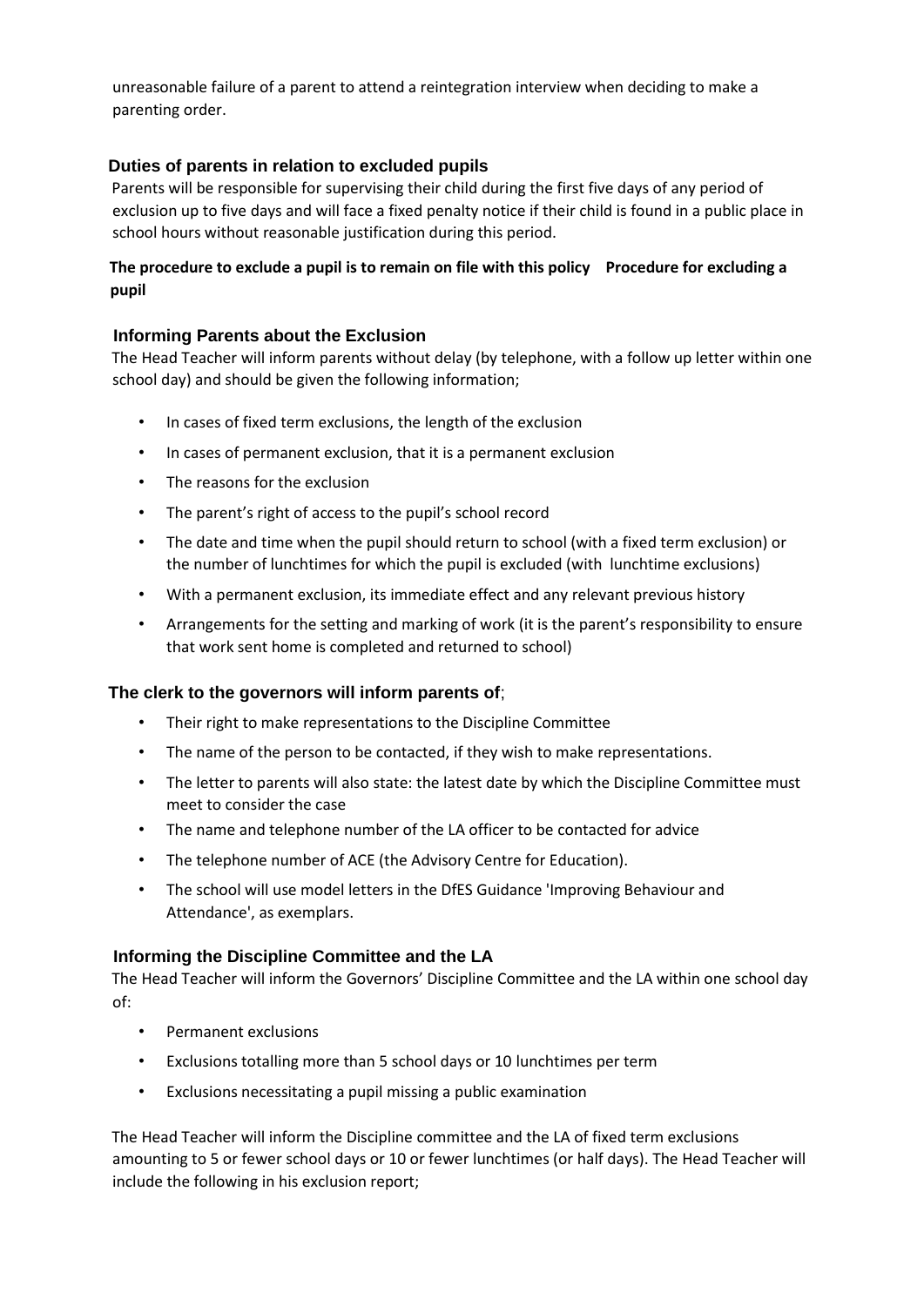unreasonable failure of a parent to attend a reintegration interview when deciding to make a parenting order.

### Duties of parents in relation to excluded pupils

Parents will be responsible for supervising their child during the first five days of any period of exclusion up to five days and will face a fixed penalty notice if their child is found in a public place in school hours without reasonable justification during this period.

**The procedure to exclude a pupil is to remain on file with this policy Procedure for excluding a pupil**

### Informing Parents about the Exclusion

The Head Teacher will inform parents without delay (by telephone, with a follow up letter within one school day) and should be given the following information;

- In cases of fixed term exclusions, the length of the exclusion
- In cases of permanent exclusion, that it is a permanent exclusion
- The reasons for the exclusion
- The parent's right of access to the pupil's school record
- The date and time when the pupil should return to school (with a fixed term exclusion) or the number of lunchtimes for which the pupil is excluded (with lunchtime exclusions)
- With a permanent exclusion, its immediate effect and any relevant previous history
- Arrangements for the setting and marking of work (it is the parent's responsibility to ensure that work sent home is completed and returned to school)

### The clerk to the governors will inform parents of;

- Their right to make representations to the Discipline Committee
- The name of the person to be contacted, if they wish to make representations.
- The letter to parents will also state: the latest date by which the Discipline Committee must meet to consider the case
- The name and telephone number of the LA officer to be contacted for advice
- The telephone number of ACE (the Advisory Centre for Education).
- The school will use model letters in the DfES Guidance 'Improving Behaviour and Attendance', as exemplars.

### Informing the Discipline Committee and the LA

The Head Teacher will inform the Governors' Discipline Committee and the LA within one school day of:

- Permanent exclusions
- Exclusions totalling more than 5 school days or 10 lunchtimes per term
- Exclusions necessitating a pupil missing a public examination

The Head Teacher will inform the Discipline committee and the LA of fixed term exclusions amounting to 5 or fewer school days or 10 or fewer lunchtimes (or half days). The Head Teacher will include the following in his exclusion report;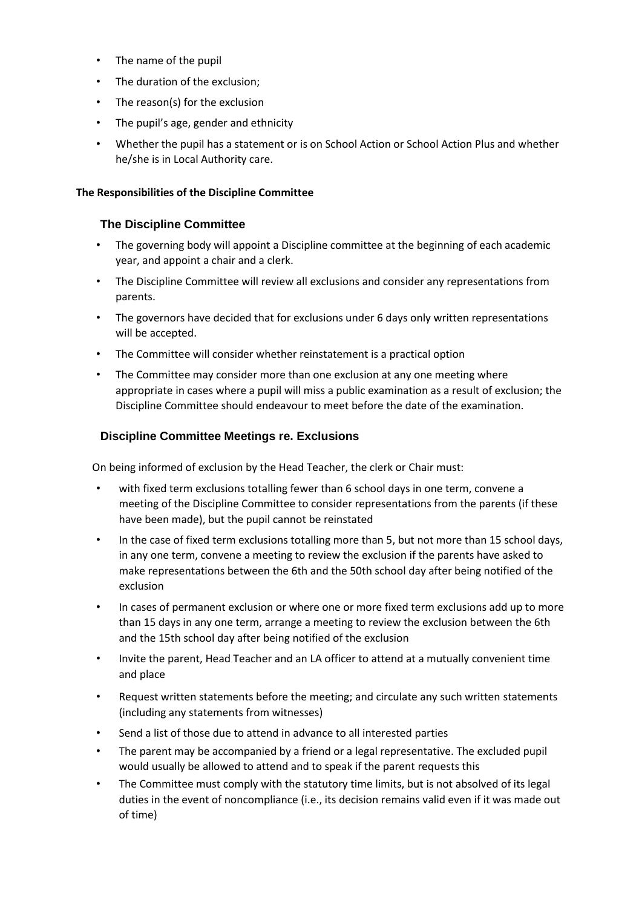- The name of the pupil
- The duration of the exclusion;
- The reason(s) for the exclusion
- The pupil's age, gender and ethnicity
- Whether the pupil has a statement or is on School Action or School Action Plus and whether he/she is in Local Authority care.

**The Responsibilities of the Discipline Committee**

### The Discipline Committee

- The governing body will appoint a Discipline committee at the beginning of each academic year, and appoint a chair and a clerk.
- The Discipline Committee will review all exclusions and consider any representations from parents.
- The governors have decided that for exclusions under 6 days only written representations will be accepted.
- The Committee will consider whether reinstatement is a practical option
- The Committee may consider more than one exclusion at any one meeting where appropriate in cases where a pupil will miss a public examination as a result of exclusion; the Discipline Committee should endeavour to meet before the date of the examination.

### Discipline Committee Meetings re. Exclusions

On being informed of exclusion by the Head Teacher, the clerk or Chair must:

- with fixed term exclusions totalling fewer than 6 school days in one term, convene a meeting of the Discipline Committee to consider representations from the parents (if these have been made), but the pupil cannot be reinstated
- In the case of fixed term exclusions totalling more than 5, but not more than 15 school days, in any one term, convene a meeting to review the exclusion if the parents have asked to make representations between the 6th and the 50th school day after being notified of the exclusion
- In cases of permanent exclusion or where one or more fixed term exclusions add up to more than 15 days in any one term, arrange a meeting to review the exclusion between the 6th and the 15th school day after being notified of the exclusion
- Invite the parent, Head Teacher and an LA officer to attend at a mutually convenient time and place
- Request written statements before the meeting; and circulate any such written statements (including any statements from witnesses)
- Send a list of those due to attend in advance to all interested parties
- The parent may be accompanied by a friend or a legal representative. The excluded pupil would usually be allowed to attend and to speak if the parent requests this
- The Committee must comply with the statutory time limits, but is not absolved of its legal duties in the event of noncompliance (i.e., its decision remains valid even if it was made out of time)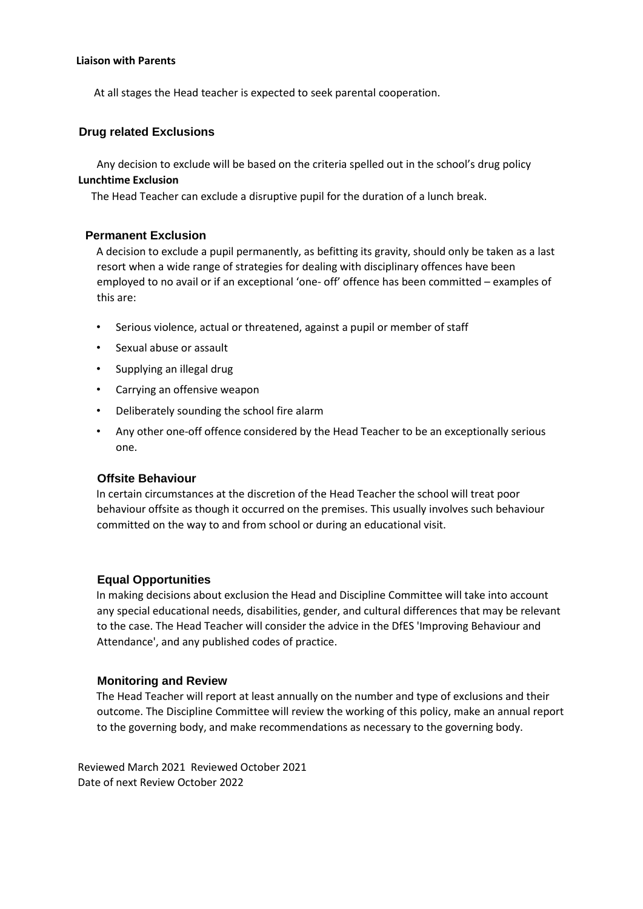**Liaison with Parents**

At all stages the Head teacher is expected to seek parental cooperation.

## Drug related Exclusions

Any decision to exclude will be based on the criteria spelled out in the school's drug policy

**Lunchtime Exclusion**

The Head Teacher can exclude a disruptive pupil for the duration of a lunch break.

## Permanent Exclusion

A decision to exclude a pupil permanently, as befitting its gravity, should only be taken as a last resort when a wide range of strategies for dealing with disciplinary offences have been employed to no avail or if an exceptional 'one- off' offence has been committed – examples of this are:

- Serious violence, actual or threatened, against a pupil or member of staff
- Sexual abuse or assault
- Supplying an illegal drug
- Carrying an offensive weapon
- Deliberately sounding the school fire alarm
- Any other one-off offence considered by the Head Teacher to be an exceptionally serious one.

## Offsite Behaviour

In certain circumstances at the discretion of the Head Teacher the school will treat poor behaviour offsite as though it occurred on the premises. This usually involves such behaviour committed on the way to and from school or during an educational visit.

## Equal Opportunities

In making decisions about exclusion the Head and Discipline Committee will take into account any special educational needs, disabilities, gender, and cultural differences that may be relevant to the case. The Head Teacher will consider the advice in the DfES 'Improving Behaviour and Attendance', and any published codes of practice.

## Monitoring and Review

The Head Teacher will report at least annually on the number and type of exclusions and their outcome. The Discipline Committee will review the working of this policy, make an annual report to the governing body, and make recommendations as necessary to the governing body.

Reviewed March 2021 Reviewed October 2021
Date of next Review October 2022